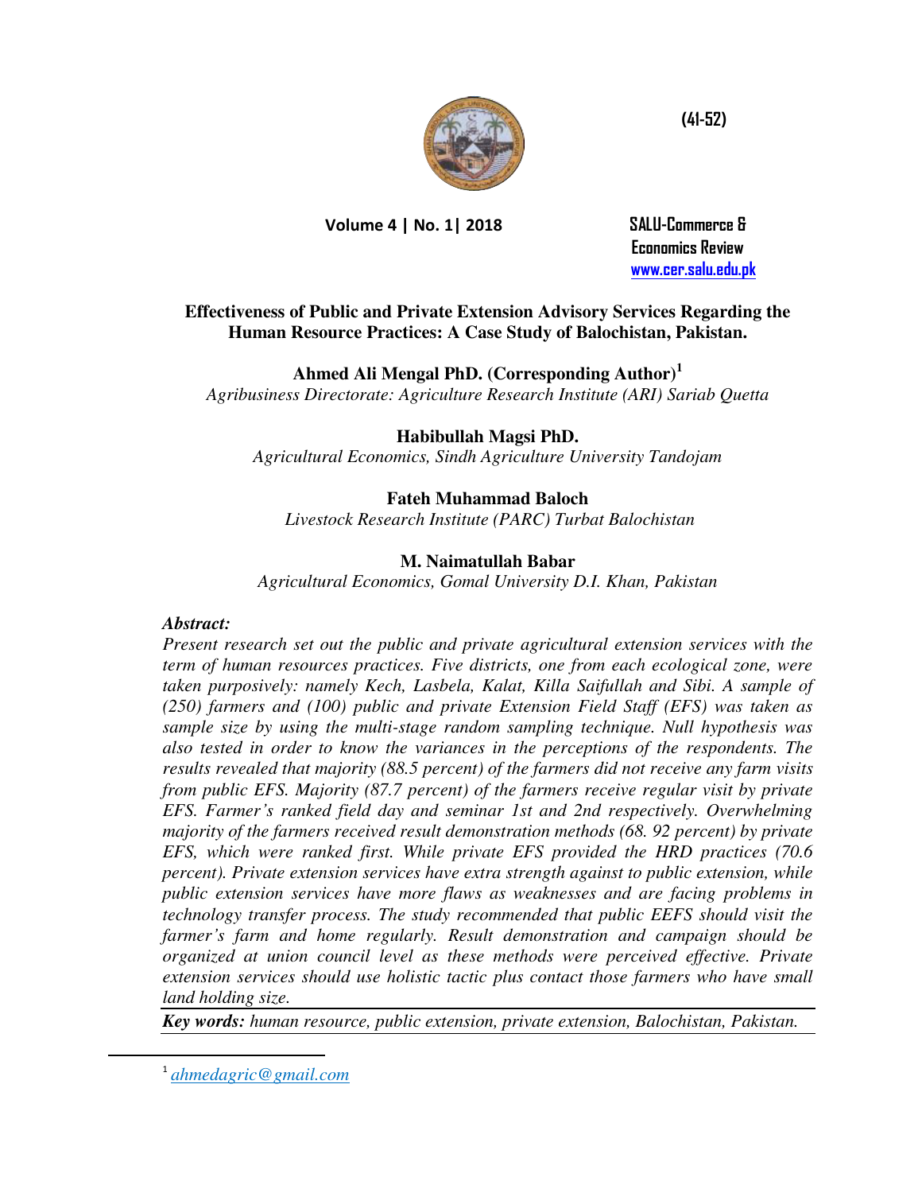# Effectiveness of Public and Private Extension Advisory Services Regarding the Human Resource Practices: A Case Study of Balochistan, Pakistan.

**Ahmed Ali Mengal PhD. (Corresponding Author)[1]**
*Agribusiness Directorate: Agriculture Research Institute (ARI) Sariab Quetta*

**Habibullah Magsi PhD.**
*Agricultural Economics, Sindh Agriculture University Tandojam*

**Fateh Muhammad Baloch**
*Livestock Research Institute (PARC) Turbat Balochistan*

**M. Naimatullah Babar**
*Agricultural Economics, Gomal University D.I. Khan, Pakistan*

***Abstract:***

*Present research set out the public and private agricultural extension services with the term of human resources practices. Five districts, one from each ecological zone, were taken purposively: namely Kech, Lasbela, Kalat, Killa Saifullah and Sibi. A sample of (250) farmers and (100) public and private Extension Field Staff (EFS) was taken as sample size by using the multi-stage random sampling technique. Null hypothesis was also tested in order to know the variances in the perceptions of the respondents. The results revealed that majority (88.5 percent) of the farmers did not receive any farm visits from public EFS. Majority (87.7 percent) of the farmers receive regular visit by private EFS. Farmer's ranked field day and seminar 1st and 2nd respectively. Overwhelming majority of the farmers received result demonstration methods (68. 92 percent) by private EFS, which were ranked first. While private EFS provided the HRD practices (70.6 percent). Private extension services have extra strength against to public extension, while public extension services have more flaws as weaknesses and are facing problems in technology transfer process. The study recommended that public EEFS should visit the farmer's farm and home regularly. Result demonstration and campaign should be organized at union council level as these methods were perceived effective. Private extension services should use holistic tactic plus contact those farmers who have small land holding size.*

***Key words:*** *human resource, public extension, private extension, Balochistan, Pakistan.*

---

[1] *ahmedagric@gmail.com*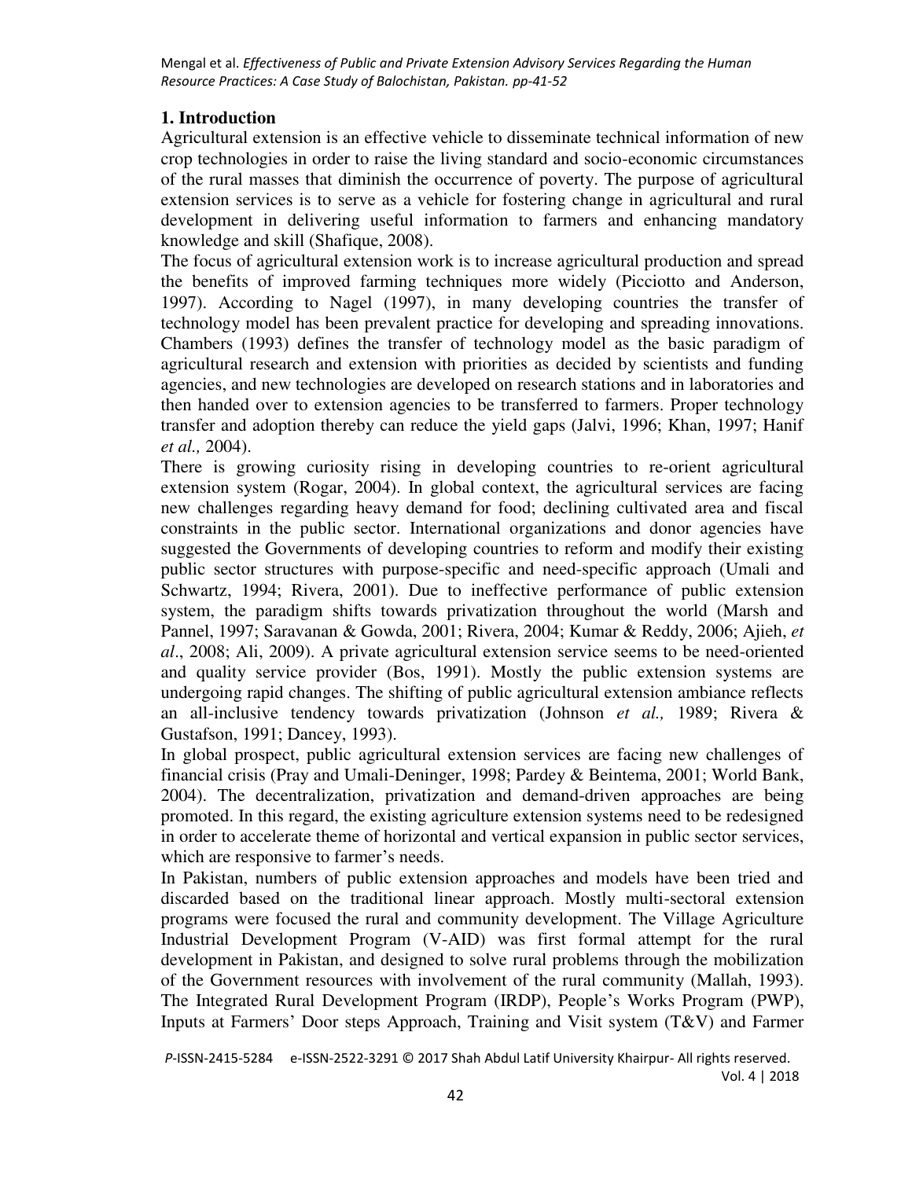## 1. Introduction

Agricultural extension is an effective vehicle to disseminate technical information of new crop technologies in order to raise the living standard and socio-economic circumstances of the rural masses that diminish the occurrence of poverty. The purpose of agricultural extension services is to serve as a vehicle for fostering change in agricultural and rural development in delivering useful information to farmers and enhancing mandatory knowledge and skill (Shafique, 2008).

The focus of agricultural extension work is to increase agricultural production and spread the benefits of improved farming techniques more widely (Picciotto and Anderson, 1997). According to Nagel (1997), in many developing countries the transfer of technology model has been prevalent practice for developing and spreading innovations. Chambers (1993) defines the transfer of technology model as the basic paradigm of agricultural research and extension with priorities as decided by scientists and funding agencies, and new technologies are developed on research stations and in laboratories and then handed over to extension agencies to be transferred to farmers. Proper technology transfer and adoption thereby can reduce the yield gaps (Jalvi, 1996; Khan, 1997; Hanif *et al.,* 2004).

There is growing curiosity rising in developing countries to re-orient agricultural extension system (Rogar, 2004). In global context, the agricultural services are facing new challenges regarding heavy demand for food; declining cultivated area and fiscal constraints in the public sector. International organizations and donor agencies have suggested the Governments of developing countries to reform and modify their existing public sector structures with purpose-specific and need-specific approach (Umali and Schwartz, 1994; Rivera, 2001). Due to ineffective performance of public extension system, the paradigm shifts towards privatization throughout the world (Marsh and Pannel, 1997; Saravanan & Gowda, 2001; Rivera, 2004; Kumar & Reddy, 2006; Ajieh, *et al*., 2008; Ali, 2009). A private agricultural extension service seems to be need-oriented and quality service provider (Bos, 1991). Mostly the public extension systems are undergoing rapid changes. The shifting of public agricultural extension ambiance reflects an all-inclusive tendency towards privatization (Johnson *et al.,* 1989; Rivera & Gustafson, 1991; Dancey, 1993).

In global prospect, public agricultural extension services are facing new challenges of financial crisis (Pray and Umali-Deninger, 1998; Pardey & Beintema, 2001; World Bank, 2004). The decentralization, privatization and demand-driven approaches are being promoted. In this regard, the existing agriculture extension systems need to be redesigned in order to accelerate theme of horizontal and vertical expansion in public sector services, which are responsive to farmer's needs.

In Pakistan, numbers of public extension approaches and models have been tried and discarded based on the traditional linear approach. Mostly multi-sectoral extension programs were focused the rural and community development. The Village Agriculture Industrial Development Program (V-AID) was first formal attempt for the rural development in Pakistan, and designed to solve rural problems through the mobilization of the Government resources with involvement of the rural community (Mallah, 1993). The Integrated Rural Development Program (IRDP), People's Works Program (PWP), Inputs at Farmers' Door steps Approach, Training and Visit system (T&V) and Farmer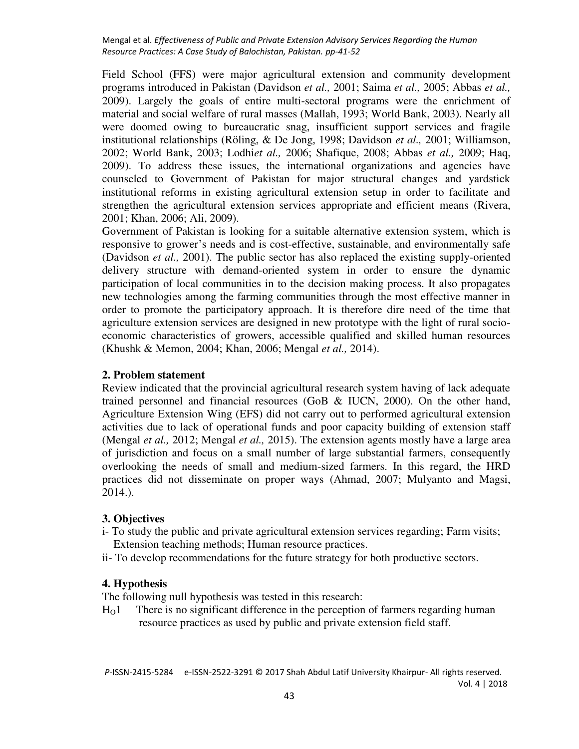Field School (FFS) were major agricultural extension and community development programs introduced in Pakistan (Davidson *et al.,* 2001; Saima *et al.,* 2005; Abbas *et al.,* 2009). Largely the goals of entire multi-sectoral programs were the enrichment of material and social welfare of rural masses (Mallah, 1993; World Bank, 2003). Nearly all were doomed owing to bureaucratic snag, insufficient support services and fragile institutional relationships (Röling, & De Jong, 1998; Davidson *et al.,* 2001; Williamson, 2002; World Bank, 2003; Lodhi*et al.,* 2006; Shafique, 2008; Abbas *et al.,* 2009; Haq, 2009). To address these issues, the international organizations and agencies have counseled to Government of Pakistan for major structural changes and yardstick institutional reforms in existing agricultural extension setup in order to facilitate and strengthen the agricultural extension services appropriate and efficient means (Rivera, 2001; Khan, 2006; Ali, 2009).

Government of Pakistan is looking for a suitable alternative extension system, which is responsive to grower's needs and is cost-effective, sustainable, and environmentally safe (Davidson *et al.,* 2001). The public sector has also replaced the existing supply-oriented delivery structure with demand-oriented system in order to ensure the dynamic participation of local communities in to the decision making process. It also propagates new technologies among the farming communities through the most effective manner in order to promote the participatory approach. It is therefore dire need of the time that agriculture extension services are designed in new prototype with the light of rural socio-economic characteristics of growers, accessible qualified and skilled human resources (Khushk & Memon, 2004; Khan, 2006; Mengal *et al.,* 2014).

## 2. Problem statement

Review indicated that the provincial agricultural research system having of lack adequate trained personnel and financial resources (GoB & IUCN, 2000). On the other hand, Agriculture Extension Wing (EFS) did not carry out to performed agricultural extension activities due to lack of operational funds and poor capacity building of extension staff (Mengal *et al.,* 2012; Mengal *et al.,* 2015). The extension agents mostly have a large area of jurisdiction and focus on a small number of large substantial farmers, consequently overlooking the needs of small and medium-sized farmers. In this regard, the HRD practices did not disseminate on proper ways (Ahmad, 2007; Mulyanto and Magsi, 2014.).

## 3. Objectives

i- To study the public and private agricultural extension services regarding; Farm visits; Extension teaching methods; Human resource practices.

ii- To develop recommendations for the future strategy for both productive sectors.

## 4. Hypothesis

The following null hypothesis was tested in this research:

$H_O1$ There is no significant difference in the perception of farmers regarding human resource practices as used by public and private extension field staff.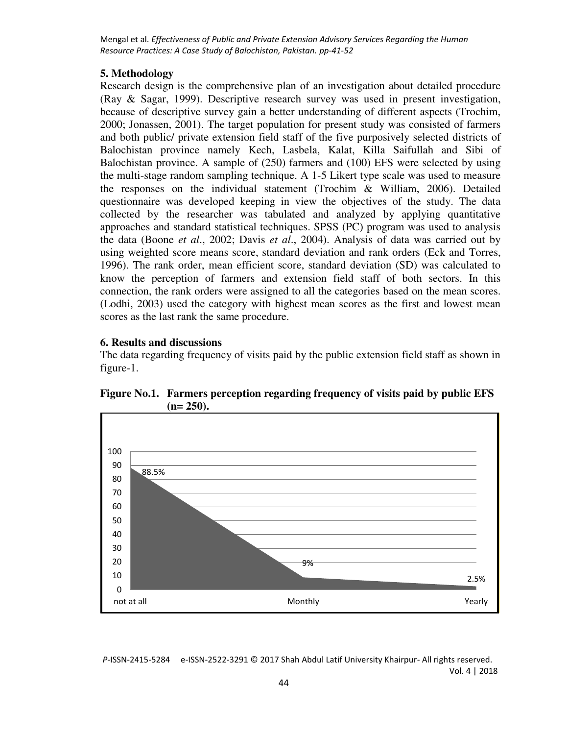## 5. Methodology

Research design is the comprehensive plan of an investigation about detailed procedure (Ray & Sagar, 1999). Descriptive research survey was used in present investigation, because of descriptive survey gain a better understanding of different aspects (Trochim, 2000; Jonassen, 2001). The target population for present study was consisted of farmers and both public/ private extension field staff of the five purposively selected districts of Balochistan province namely Kech, Lasbela, Kalat, Killa Saifullah and Sibi of Balochistan province. A sample of (250) farmers and (100) EFS were selected by using the multi-stage random sampling technique. A 1-5 Likert type scale was used to measure the responses on the individual statement (Trochim & William, 2006). Detailed questionnaire was developed keeping in view the objectives of the study. The data collected by the researcher was tabulated and analyzed by applying quantitative approaches and standard statistical techniques. SPSS (PC) program was used to analysis the data (Boone *et al*., 2002; Davis *et al*., 2004). Analysis of data was carried out by using weighted score means score, standard deviation and rank orders (Eck and Torres, 1996). The rank order, mean efficient score, standard deviation (SD) was calculated to know the perception of farmers and extension field staff of both sectors. In this connection, the rank orders were assigned to all the categories based on the mean scores. (Lodhi, 2003) used the category with highest mean scores as the first and lowest mean scores as the last rank the same procedure.

## 6. Results and discussions

The data regarding frequency of visits paid by the public extension field staff as shown in figure-1.

**Figure No.1. Farmers perception regarding frequency of visits paid by public EFS (n= 250).**

| Frequency | Percentage |
|---|---|
| not at all | 88.5% |
| Monthly | 9% |
| Yearly | 2.5% |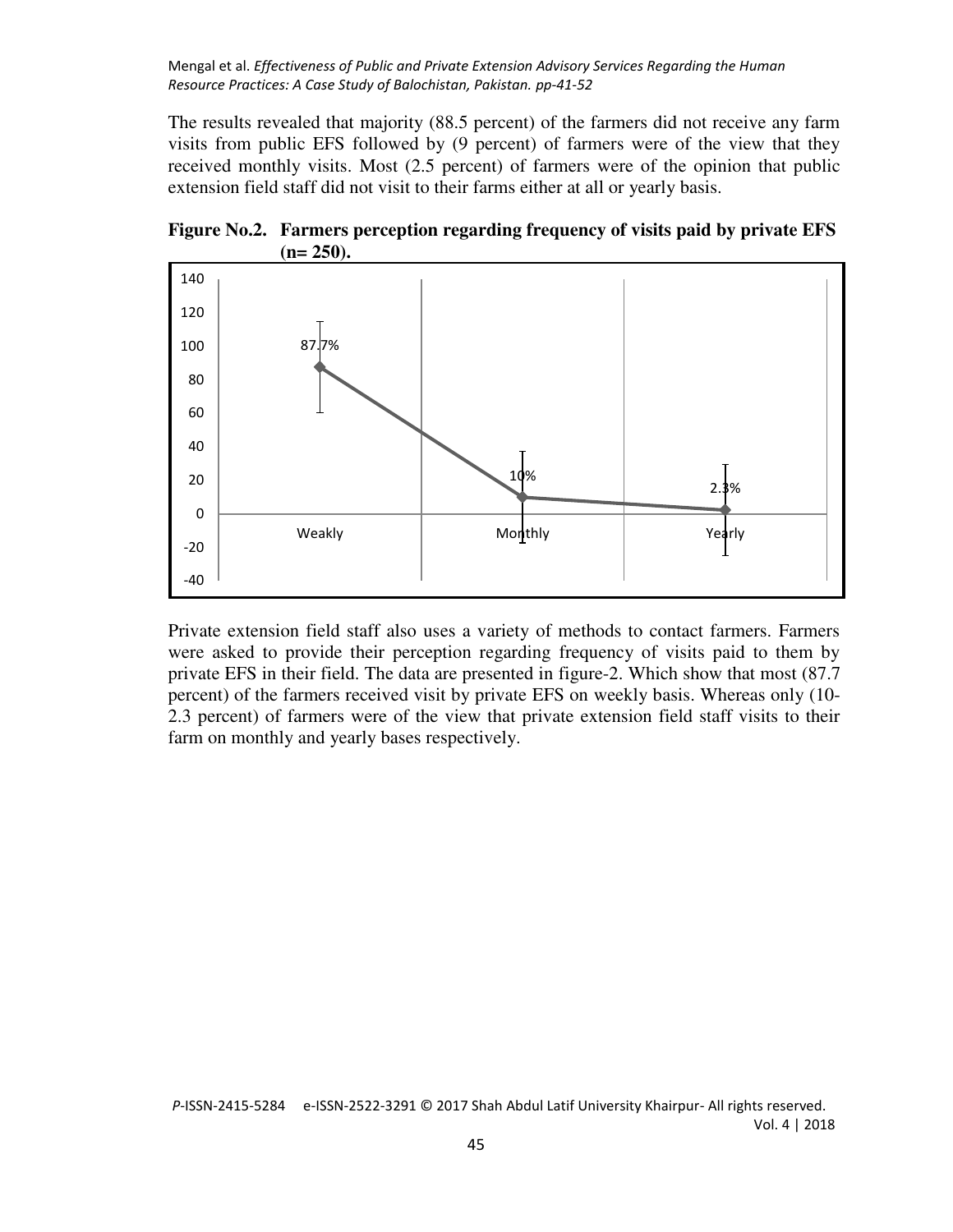The results revealed that majority (88.5 percent) of the farmers did not receive any farm visits from public EFS followed by (9 percent) of farmers were of the view that they received monthly visits. Most (2.5 percent) of farmers were of the opinion that public extension field staff did not visit to their farms either at all or yearly basis.

**Figure No.2. Farmers perception regarding frequency of visits paid by private EFS (n= 250).**

Private extension field staff also uses a variety of methods to contact farmers. Farmers were asked to provide their perception regarding frequency of visits paid to them by private EFS in their field. The data are presented in figure-2. Which show that most (87.7 percent) of the farmers received visit by private EFS on weekly basis. Whereas only (10-2.3 percent) of farmers were of the view that private extension field staff visits to their farm on monthly and yearly bases respectively.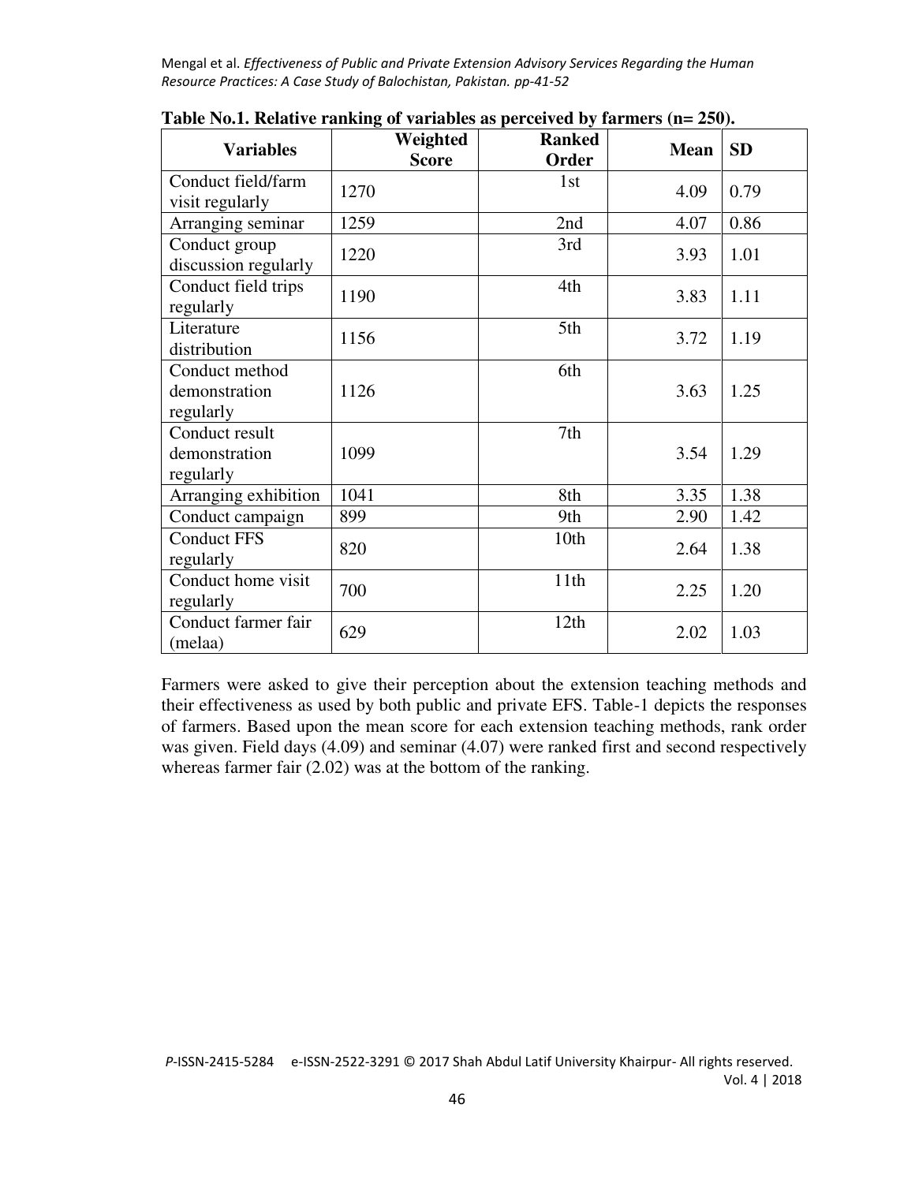**Table No.1. Relative ranking of variables as perceived by farmers (n= 250).**

| Variables | Weighted Score | Ranked Order | Mean | SD |
|---|---|---|---|---|
| Conduct field/farm visit regularly | 1270 | 1st | 4.09 | 0.79 |
| Arranging seminar | 1259 | 2nd | 4.07 | 0.86 |
| Conduct group discussion regularly | 1220 | 3rd | 3.93 | 1.01 |
| Conduct field trips regularly | 1190 | 4th | 3.83 | 1.11 |
| Literature distribution | 1156 | 5th | 3.72 | 1.19 |
| Conduct method demonstration regularly | 1126 | 6th | 3.63 | 1.25 |
| Conduct result demonstration regularly | 1099 | 7th | 3.54 | 1.29 |
| Arranging exhibition | 1041 | 8th | 3.35 | 1.38 |
| Conduct campaign | 899 | 9th | 2.90 | 1.42 |
| Conduct FFS regularly | 820 | 10th | 2.64 | 1.38 |
| Conduct home visit regularly | 700 | 11th | 2.25 | 1.20 |
| Conduct farmer fair (melaa) | 629 | 12th | 2.02 | 1.03 |

Farmers were asked to give their perception about the extension teaching methods and their effectiveness as used by both public and private EFS. Table-1 depicts the responses of farmers. Based upon the mean score for each extension teaching methods, rank order was given. Field days (4.09) and seminar (4.07) were ranked first and second respectively whereas farmer fair (2.02) was at the bottom of the ranking.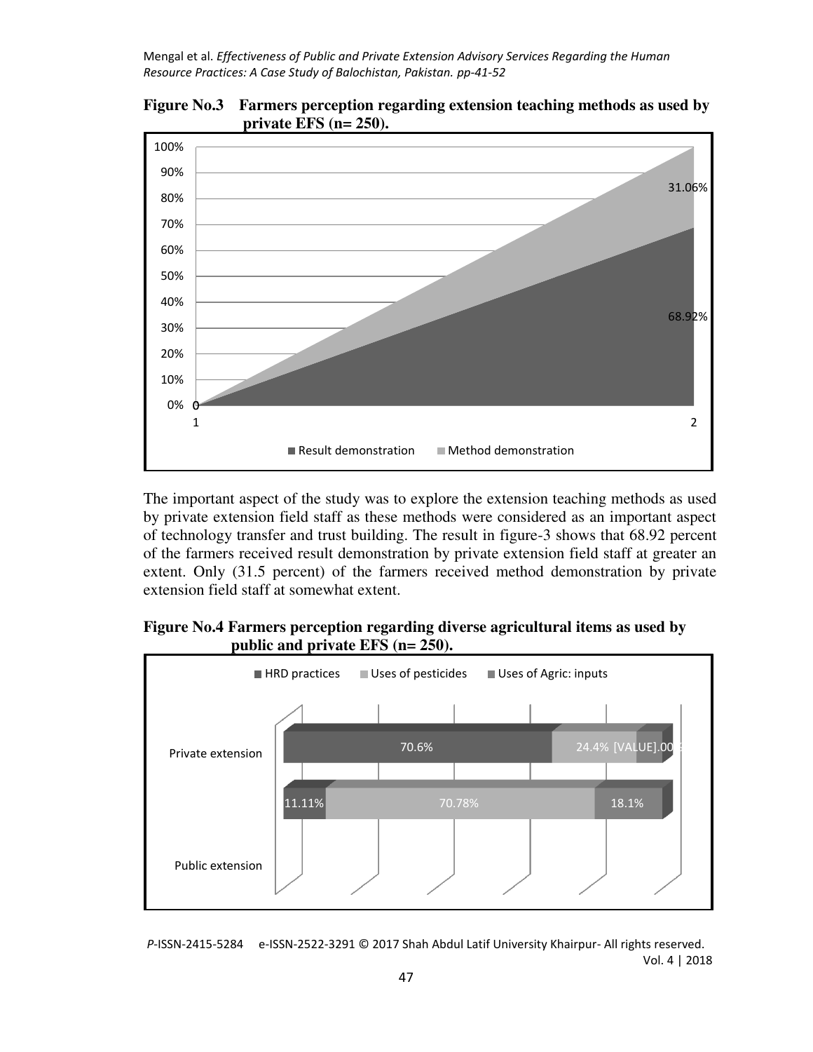**Figure No.3 Farmers perception regarding extension teaching methods as used by private EFS (n= 250).**

The important aspect of the study was to explore the extension teaching methods as used by private extension field staff as these methods were considered as an important aspect of technology transfer and trust building. The result in figure-3 shows that 68.92 percent of the farmers received result demonstration by private extension field staff at greater an extent. Only (31.5 percent) of the farmers received method demonstration by private extension field staff at somewhat extent.

**Figure No.4 Farmers perception regarding diverse agricultural items as used by public and private EFS (n= 250).**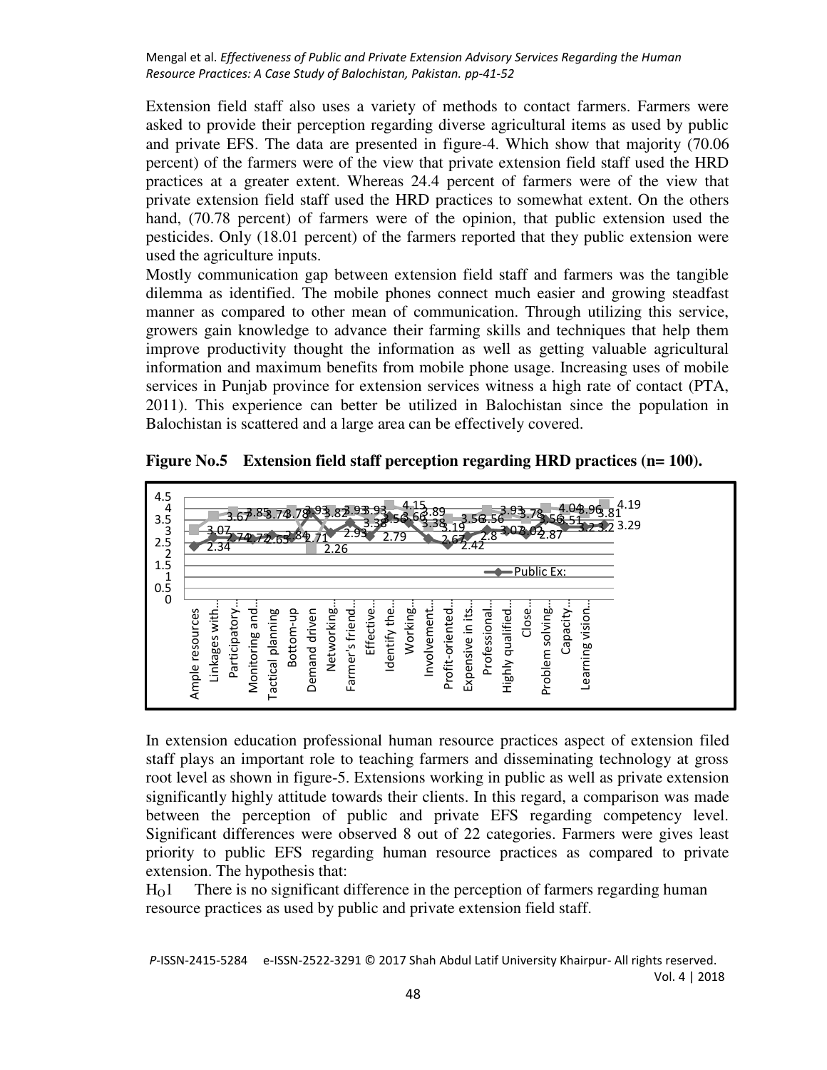Extension field staff also uses a variety of methods to contact farmers. Farmers were asked to provide their perception regarding diverse agricultural items as used by public and private EFS. The data are presented in figure-4. Which show that majority (70.06 percent) of the farmers were of the view that private extension field staff used the HRD practices at a greater extent. Whereas 24.4 percent of farmers were of the view that private extension field staff used the HRD practices to somewhat extent. On the others hand, (70.78 percent) of farmers were of the opinion, that public extension used the pesticides. Only (18.01 percent) of the farmers reported that they public extension were used the agriculture inputs.

Mostly communication gap between extension field staff and farmers was the tangible dilemma as identified. The mobile phones connect much easier and growing steadfast manner as compared to other mean of communication. Through utilizing this service, growers gain knowledge to advance their farming skills and techniques that help them improve productivity thought the information as well as getting valuable agricultural information and maximum benefits from mobile phone usage. Increasing uses of mobile services in Punjab province for extension services witness a high rate of contact (PTA, 2011). This experience can better be utilized in Balochistan since the population in Balochistan is scattered and a large area can be effectively covered.

**Figure No.5 Extension field staff perception regarding HRD practices (n= 100).**

In extension education professional human resource practices aspect of extension filed staff plays an important role to teaching farmers and disseminating technology at gross root level as shown in figure-5. Extensions working in public as well as private extension significantly highly attitude towards their clients. In this regard, a comparison was made between the perception of public and private EFS regarding competency level. Significant differences were observed 8 out of 22 categories. Farmers were gives least priority to public EFS regarding human resource practices as compared to private extension. The hypothesis that:

$H_O1$ There is no significant difference in the perception of farmers regarding human resource practices as used by public and private extension field staff.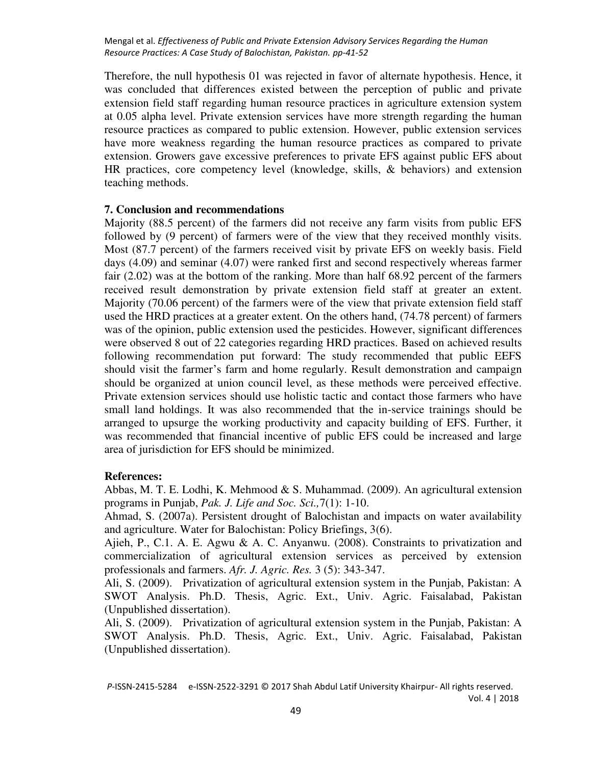Therefore, the null hypothesis 01 was rejected in favor of alternate hypothesis. Hence, it was concluded that differences existed between the perception of public and private extension field staff regarding human resource practices in agriculture extension system at 0.05 alpha level. Private extension services have more strength regarding the human resource practices as compared to public extension. However, public extension services have more weakness regarding the human resource practices as compared to private extension. Growers gave excessive preferences to private EFS against public EFS about HR practices, core competency level (knowledge, skills, & behaviors) and extension teaching methods.

## 7. Conclusion and recommendations

Majority (88.5 percent) of the farmers did not receive any farm visits from public EFS followed by (9 percent) of farmers were of the view that they received monthly visits. Most (87.7 percent) of the farmers received visit by private EFS on weekly basis. Field days (4.09) and seminar (4.07) were ranked first and second respectively whereas farmer fair (2.02) was at the bottom of the ranking. More than half 68.92 percent of the farmers received result demonstration by private extension field staff at greater an extent. Majority (70.06 percent) of the farmers were of the view that private extension field staff used the HRD practices at a greater extent. On the others hand, (74.78 percent) of farmers was of the opinion, public extension used the pesticides. However, significant differences were observed 8 out of 22 categories regarding HRD practices. Based on achieved results following recommendation put forward: The study recommended that public EEFS should visit the farmer's farm and home regularly. Result demonstration and campaign should be organized at union council level, as these methods were perceived effective. Private extension services should use holistic tactic and contact those farmers who have small land holdings. It was also recommended that the in-service trainings should be arranged to upsurge the working productivity and capacity building of EFS. Further, it was recommended that financial incentive of public EFS could be increased and large area of jurisdiction for EFS should be minimized.

## References:

Abbas, M. T. E. Lodhi, K. Mehmood & S. Muhammad. (2009). An agricultural extension programs in Punjab, *Pak. J. Life and Soc. Sci.,*7(1): 1-10.

Ahmad, S. (2007a). Persistent drought of Balochistan and impacts on water availability and agriculture. Water for Balochistan: Policy Briefings, 3(6).

Ajieh, P., C.1. A. E. Agwu & A. C. Anyanwu. (2008). Constraints to privatization and commercialization of agricultural extension services as perceived by extension professionals and farmers. *Afr. J. Agric. Res.* 3 (5): 343-347.

Ali, S. (2009). Privatization of agricultural extension system in the Punjab, Pakistan: A SWOT Analysis. Ph.D. Thesis, Agric. Ext., Univ. Agric. Faisalabad, Pakistan (Unpublished dissertation).

Ali, S. (2009). Privatization of agricultural extension system in the Punjab, Pakistan: A SWOT Analysis. Ph.D. Thesis, Agric. Ext., Univ. Agric. Faisalabad, Pakistan (Unpublished dissertation).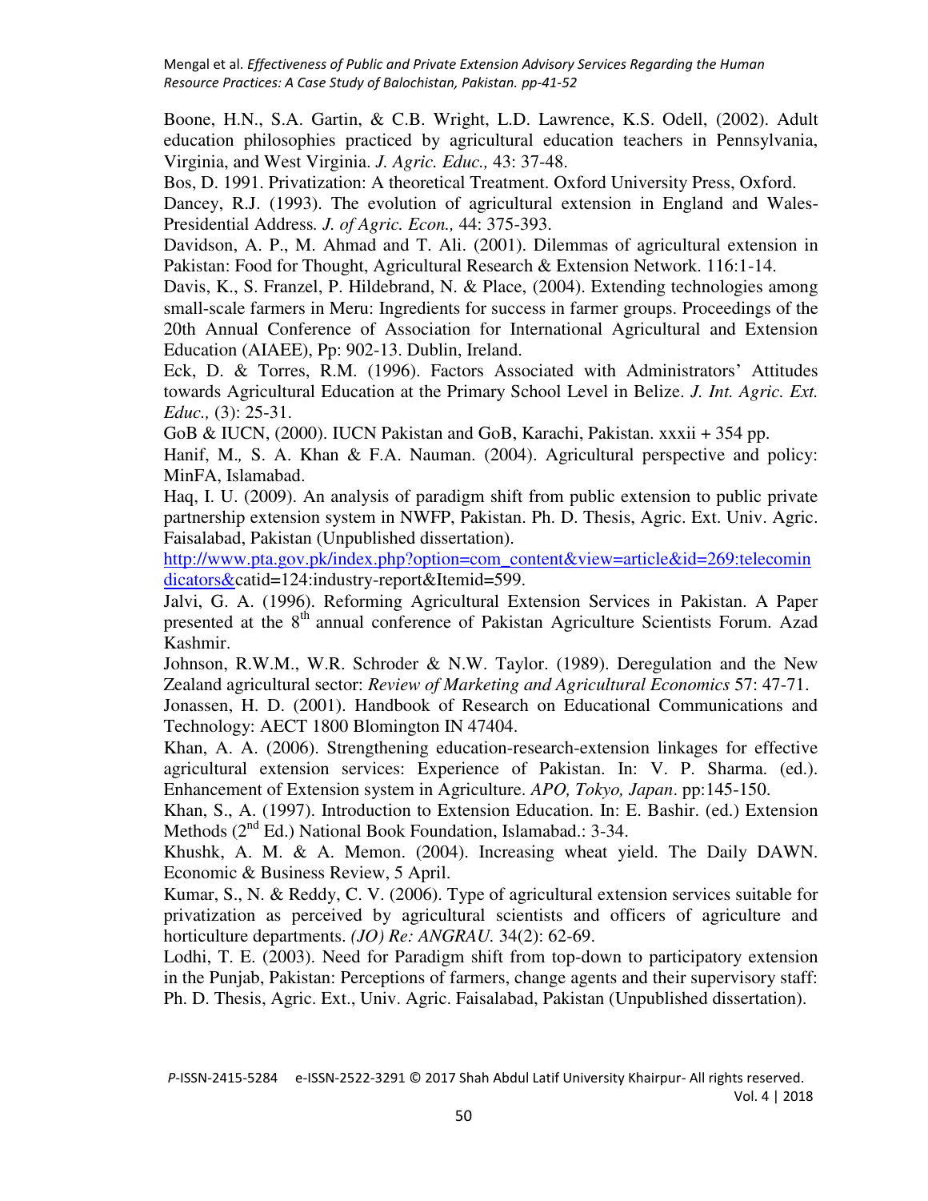Boone, H.N., S.A. Gartin, & C.B. Wright, L.D. Lawrence, K.S. Odell, (2002). Adult education philosophies practiced by agricultural education teachers in Pennsylvania, Virginia, and West Virginia. *J. Agric. Educ.,* 43: 37-48.

Bos, D. 1991. Privatization: A theoretical Treatment. Oxford University Press, Oxford.

Dancey, R.J. (1993). The evolution of agricultural extension in England and Wales-Presidential Address*. J. of Agric. Econ.,* 44: 375-393.

Davidson, A. P., M. Ahmad and T. Ali. (2001). Dilemmas of agricultural extension in Pakistan: Food for Thought, Agricultural Research & Extension Network. 116:1-14.

Davis, K., S. Franzel, P. Hildebrand, N. & Place, (2004). Extending technologies among small-scale farmers in Meru: Ingredients for success in farmer groups. Proceedings of the 20th Annual Conference of Association for International Agricultural and Extension Education (AIAEE), Pp: 902-13. Dublin, Ireland.

Eck, D. & Torres, R.M. (1996). Factors Associated with Administrators' Attitudes towards Agricultural Education at the Primary School Level in Belize. *J. Int. Agric. Ext. Educ.,* (3): 25-31.

GoB & IUCN, (2000). IUCN Pakistan and GoB, Karachi, Pakistan. xxxii + 354 pp.

Hanif, M.*,* S. A. Khan & F.A. Nauman. (2004). Agricultural perspective and policy: MinFA, Islamabad.

Haq, I. U. (2009). An analysis of paradigm shift from public extension to public private partnership extension system in NWFP, Pakistan. Ph. D. Thesis, Agric. Ext. Univ. Agric. Faisalabad, Pakistan (Unpublished dissertation).

http://www.pta.gov.pk/index.php?option=com_content&view=article&id=269:telecomindicators&catid=124:industry-report&Itemid=599.

Jalvi, G. A. (1996). Reforming Agricultural Extension Services in Pakistan. A Paper presented at the 8th annual conference of Pakistan Agriculture Scientists Forum. Azad Kashmir.

Johnson, R.W.M., W.R. Schroder & N.W. Taylor. (1989). Deregulation and the New Zealand agricultural sector: *Review of Marketing and Agricultural Economics* 57: 47-71.

Jonassen, H. D. (2001). Handbook of Research on Educational Communications and Technology: AECT 1800 Blomington IN 47404.

Khan, A. A. (2006). Strengthening education-research-extension linkages for effective agricultural extension services: Experience of Pakistan. In: V. P. Sharma. (ed.). Enhancement of Extension system in Agriculture. *APO, Tokyo, Japan*. pp:145-150.

Khan, S., A. (1997). Introduction to Extension Education. In: E. Bashir. (ed.) Extension Methods (2nd Ed.) National Book Foundation, Islamabad.: 3-34.

Khushk, A. M. & A. Memon. (2004). Increasing wheat yield. The Daily DAWN. Economic & Business Review, 5 April.

Kumar, S., N. & Reddy, C. V. (2006). Type of agricultural extension services suitable for privatization as perceived by agricultural scientists and officers of agriculture and horticulture departments. *(JO) Re: ANGRAU.* 34(2): 62-69.

Lodhi, T. E. (2003). Need for Paradigm shift from top-down to participatory extension in the Punjab, Pakistan: Perceptions of farmers, change agents and their supervisory staff: Ph. D. Thesis, Agric. Ext., Univ. Agric. Faisalabad, Pakistan (Unpublished dissertation).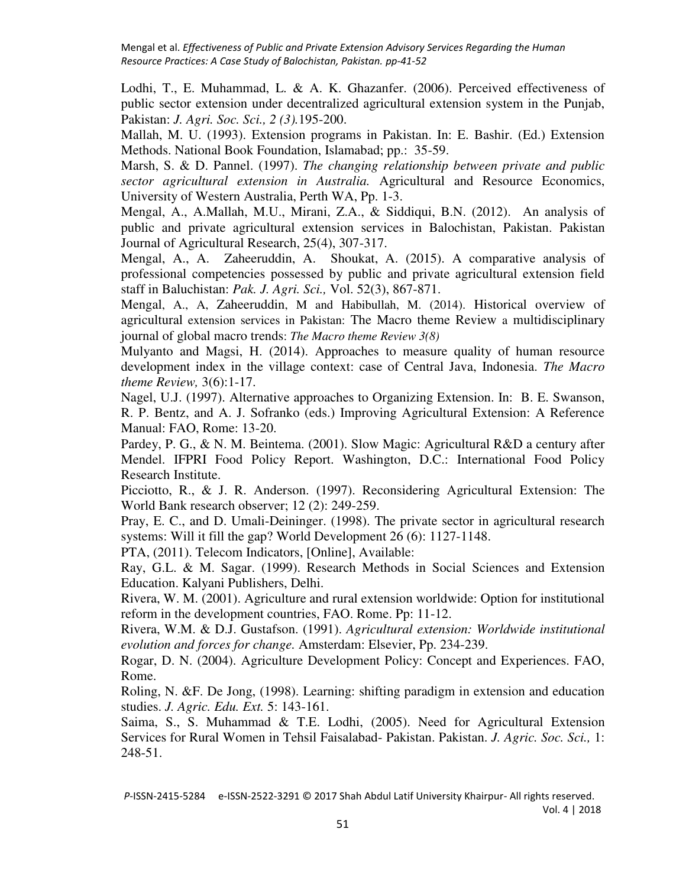Lodhi, T., E. Muhammad, L. & A. K. Ghazanfer. (2006). Perceived effectiveness of public sector extension under decentralized agricultural extension system in the Punjab, Pakistan: *J. Agri. Soc. Sci., 2 (3).*195-200.

Mallah, M. U. (1993). Extension programs in Pakistan. In: E. Bashir. (Ed.) Extension Methods. National Book Foundation, Islamabad; pp.: 35-59.

Marsh, S. & D. Pannel. (1997). *The changing relationship between private and public sector agricultural extension in Australia.* Agricultural and Resource Economics, University of Western Australia, Perth WA, Pp. 1-3.

Mengal, A., A.Mallah, M.U., Mirani, Z.A., & Siddiqui, B.N. (2012). An analysis of public and private agricultural extension services in Balochistan, Pakistan. Pakistan Journal of Agricultural Research, 25(4), 307-317.

Mengal, A., A. Zaheeruddin, A. Shoukat, A. (2015). A comparative analysis of professional competencies possessed by public and private agricultural extension field staff in Baluchistan: *Pak. J. Agri. Sci.,* Vol. 52(3), 867-871.

Mengal, A., A, Zaheeruddin, M and Habibullah, M. (2014). Historical overview of agricultural extension services in Pakistan: The Macro theme Review a multidisciplinary journal of global macro trends: *The Macro theme Review 3(8)*

Mulyanto and Magsi, H. (2014). Approaches to measure quality of human resource development index in the village context: case of Central Java, Indonesia. *The Macro theme Review,* 3(6):1-17.

Nagel, U.J. (1997). Alternative approaches to Organizing Extension. In: B. E. Swanson, R. P. Bentz, and A. J. Sofranko (eds.) Improving Agricultural Extension: A Reference Manual: FAO, Rome: 13-20.

Pardey, P. G., & N. M. Beintema. (2001). Slow Magic: Agricultural R&D a century after Mendel. IFPRI Food Policy Report. Washington, D.C.: International Food Policy Research Institute.

Picciotto, R., & J. R. Anderson. (1997). Reconsidering Agricultural Extension: The World Bank research observer; 12 (2): 249-259.

Pray, E. C., and D. Umali-Deininger. (1998). The private sector in agricultural research systems: Will it fill the gap? World Development 26 (6): 1127-1148.

PTA, (2011). Telecom Indicators, [Online], Available:

Ray, G.L. & M. Sagar. (1999). Research Methods in Social Sciences and Extension Education. Kalyani Publishers, Delhi.

Rivera, W. M. (2001). Agriculture and rural extension worldwide: Option for institutional reform in the development countries, FAO. Rome. Pp: 11-12.

Rivera, W.M. & D.J. Gustafson. (1991). *Agricultural extension: Worldwide institutional evolution and forces for change.* Amsterdam: Elsevier, Pp. 234-239.

Rogar, D. N. (2004). Agriculture Development Policy: Concept and Experiences. FAO, Rome.

Roling, N. &F. De Jong, (1998). Learning: shifting paradigm in extension and education studies. *J. Agric. Edu. Ext.* 5: 143-161.

Saima, S., S. Muhammad & T.E. Lodhi, (2005). Need for Agricultural Extension Services for Rural Women in Tehsil Faisalabad- Pakistan. Pakistan. *J. Agric. Soc. Sci.,* 1: 248-51.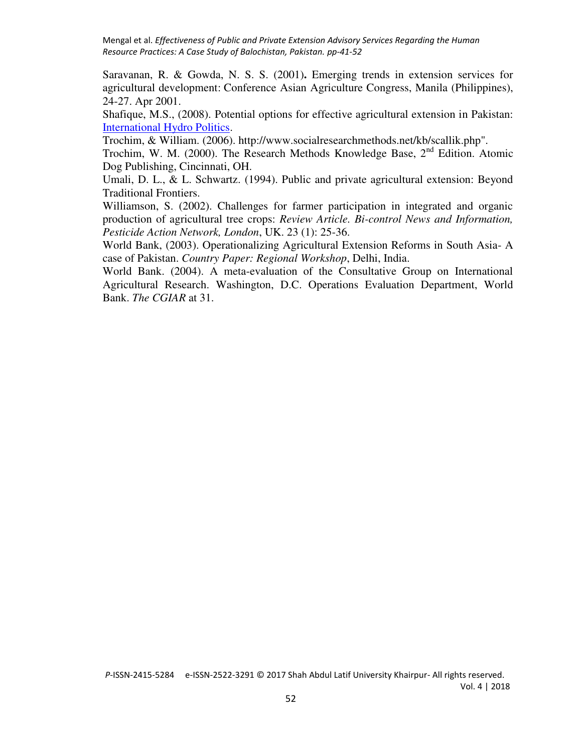Saravanan, R. & Gowda, N. S. S. (2001)**.** Emerging trends in extension services for agricultural development: Conference Asian Agriculture Congress, Manila (Philippines), 24-27. Apr 2001.

Shafique, M.S., (2008). Potential options for effective agricultural extension in Pakistan: International Hydro Politics.

Trochim, & William. (2006). http://www.socialresearchmethods.net/kb/scallik.php".

Trochim, W. M. (2000). The Research Methods Knowledge Base, 2nd Edition. Atomic Dog Publishing, Cincinnati, OH.

Umali, D. L., & L. Schwartz. (1994). Public and private agricultural extension: Beyond Traditional Frontiers.

Williamson, S. (2002). Challenges for farmer participation in integrated and organic production of agricultural tree crops: *Review Article. Bi-control News and Information, Pesticide Action Network, London*, UK. 23 (1): 25-36.

World Bank, (2003). Operationalizing Agricultural Extension Reforms in South Asia- A case of Pakistan. *Country Paper: Regional Workshop*, Delhi, India.

World Bank. (2004). A meta-evaluation of the Consultative Group on International Agricultural Research. Washington, D.C. Operations Evaluation Department, World Bank. *The CGIAR* at 31.